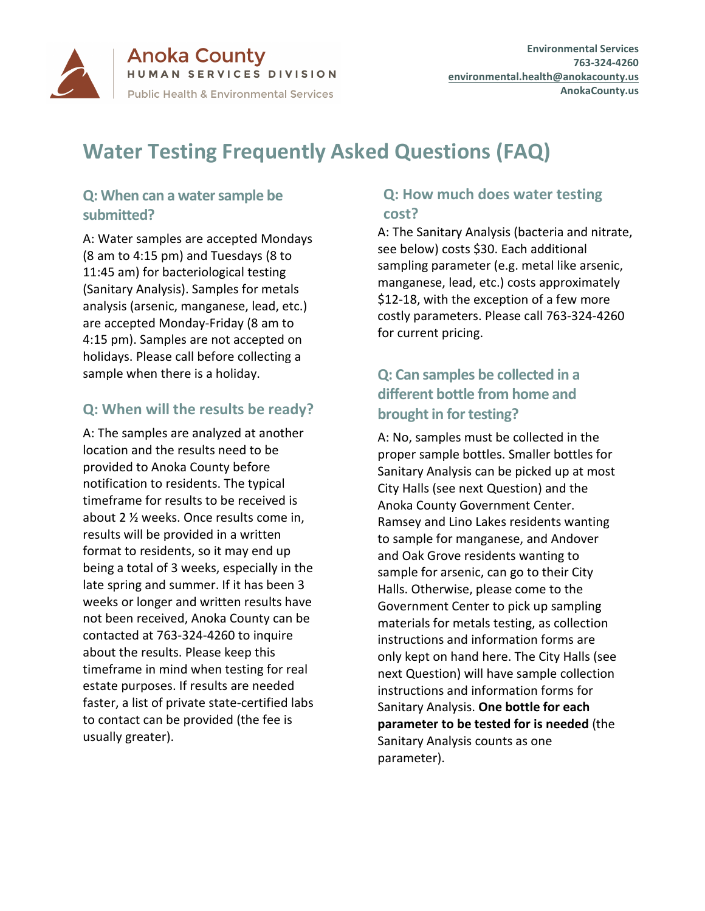Anoka County
HUMAN SERVICES DIVISION
Public Health & Environmental Services

**Environmental Services**
**763-324-4260**
**environmental.health@anokacounty.us**
**AnokaCounty.us**

# Water Testing Frequently Asked Questions (FAQ)

## Q: When can a water sample be submitted?

A: Water samples are accepted Mondays (8 am to 4:15 pm) and Tuesdays (8 to 11:45 am) for bacteriological testing (Sanitary Analysis). Samples for metals analysis (arsenic, manganese, lead, etc.) are accepted Monday-Friday (8 am to 4:15 pm). Samples are not accepted on holidays. Please call before collecting a sample when there is a holiday.

## Q: When will the results be ready?

A: The samples are analyzed at another location and the results need to be provided to Anoka County before notification to residents. The typical timeframe for results to be received is about 2 ½ weeks. Once results come in, results will be provided in a written format to residents, so it may end up being a total of 3 weeks, especially in the late spring and summer. If it has been 3 weeks or longer and written results have not been received, Anoka County can be contacted at 763-324-4260 to inquire about the results. Please keep this timeframe in mind when testing for real estate purposes. If results are needed faster, a list of private state-certified labs to contact can be provided (the fee is usually greater).

## Q: How much does water testing cost?

A: The Sanitary Analysis (bacteria and nitrate, see below) costs $30. Each additional sampling parameter (e.g. metal like arsenic, manganese, lead, etc.) costs approximately $12-18, with the exception of a few more costly parameters. Please call 763-324-4260 for current pricing.

## Q: Can samples be collected in a different bottle from home and brought in for testing?

A: No, samples must be collected in the proper sample bottles. Smaller bottles for Sanitary Analysis can be picked up at most City Halls (see next Question) and the Anoka County Government Center. Ramsey and Lino Lakes residents wanting to sample for manganese, and Andover and Oak Grove residents wanting to sample for arsenic, can go to their City Halls. Otherwise, please come to the Government Center to pick up sampling materials for metals testing, as collection instructions and information forms are only kept on hand here. The City Halls (see next Question) will have sample collection instructions and information forms for Sanitary Analysis. **One bottle for each parameter to be tested for is needed** (the Sanitary Analysis counts as one parameter).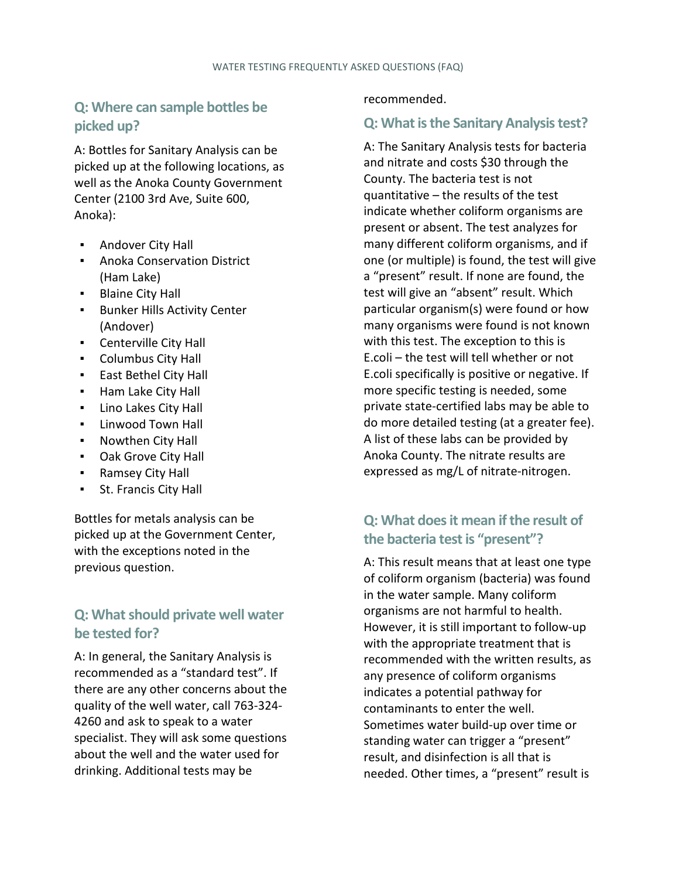## Q: Where can sample bottles be picked up?

A: Bottles for Sanitary Analysis can be picked up at the following locations, as well as the Anoka County Government Center (2100 3rd Ave, Suite 600, Anoka):

- Andover City Hall
- Anoka Conservation District (Ham Lake)
- Blaine City Hall
- Bunker Hills Activity Center (Andover)
- Centerville City Hall
- Columbus City Hall
- East Bethel City Hall
- Ham Lake City Hall
- Lino Lakes City Hall
- Linwood Town Hall
- Nowthen City Hall
- Oak Grove City Hall
- Ramsey City Hall
- St. Francis City Hall

Bottles for metals analysis can be picked up at the Government Center, with the exceptions noted in the previous question.

## Q: What should private well water be tested for?

A: In general, the Sanitary Analysis is recommended as a "standard test". If there are any other concerns about the quality of the well water, call 763-324-4260 and ask to speak to a water specialist. They will ask some questions about the well and the water used for drinking. Additional tests may be recommended.

## Q: What is the Sanitary Analysis test?

A: The Sanitary Analysis tests for bacteria and nitrate and costs $30 through the County. The bacteria test is not quantitative – the results of the test indicate whether coliform organisms are present or absent. The test analyzes for many different coliform organisms, and if one (or multiple) is found, the test will give a "present" result. If none are found, the test will give an "absent" result. Which particular organism(s) were found or how many organisms were found is not known with this test. The exception to this is E.coli – the test will tell whether or not E.coli specifically is positive or negative. If more specific testing is needed, some private state-certified labs may be able to do more detailed testing (at a greater fee). A list of these labs can be provided by Anoka County. The nitrate results are expressed as mg/L of nitrate-nitrogen.

## Q: What does it mean if the result of the bacteria test is "present"?

A: This result means that at least one type of coliform organism (bacteria) was found in the water sample. Many coliform organisms are not harmful to health. However, it is still important to follow-up with the appropriate treatment that is recommended with the written results, as any presence of coliform organisms indicates a potential pathway for contaminants to enter the well. Sometimes water build-up over time or standing water can trigger a "present" result, and disinfection is all that is needed. Other times, a "present" result is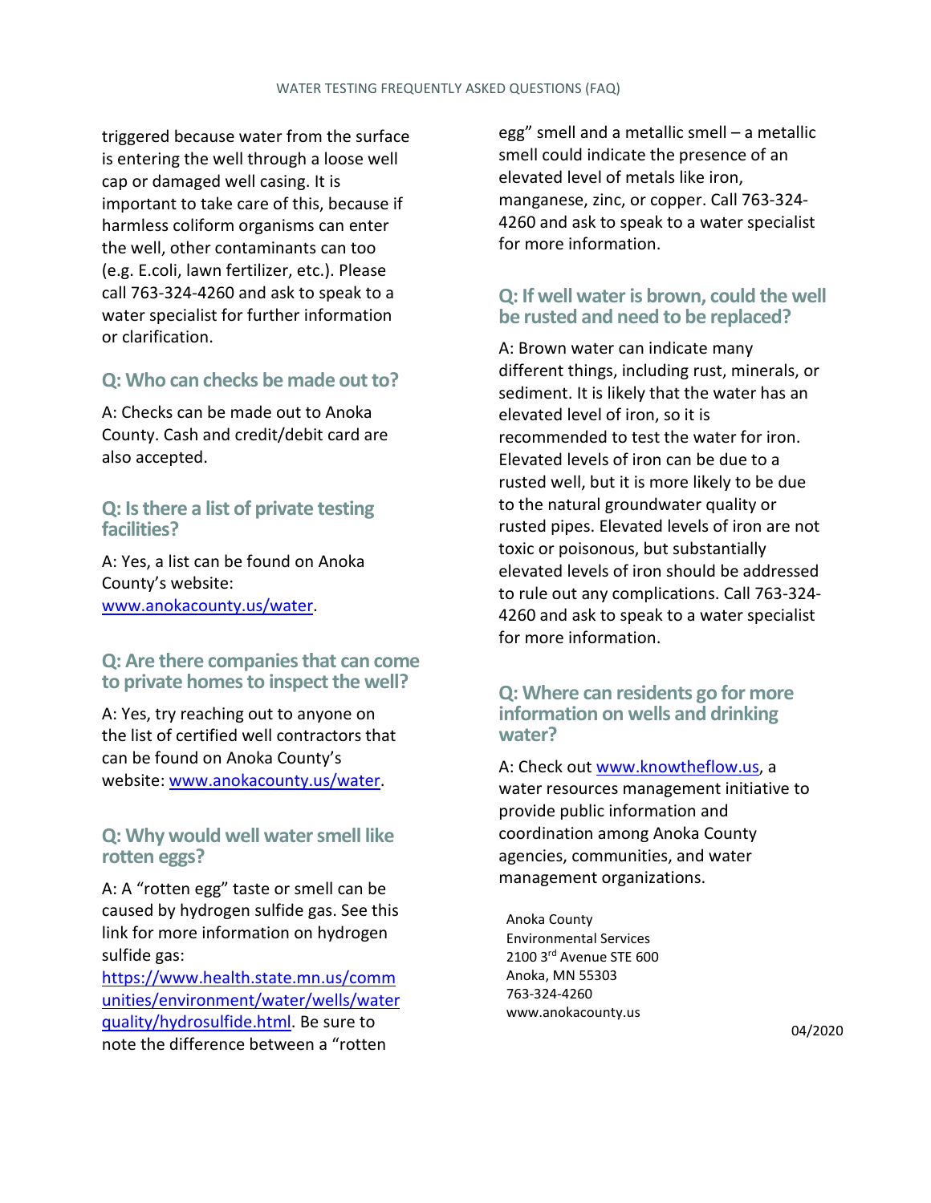triggered because water from the surface is entering the well through a loose well cap or damaged well casing. It is important to take care of this, because if harmless coliform organisms can enter the well, other contaminants can too (e.g. E.coli, lawn fertilizer, etc.). Please call 763-324-4260 and ask to speak to a water specialist for further information or clarification.

### Q: Who can checks be made out to?

A: Checks can be made out to Anoka County. Cash and credit/debit card are also accepted.

### Q: Is there a list of private testing facilities?

A: Yes, a list can be found on Anoka County's website: [www.anokacounty.us/water](www.anokacounty.us/water).

### Q: Are there companies that can come to private homes to inspect the well?

A: Yes, try reaching out to anyone on the list of certified well contractors that can be found on Anoka County's website: [www.anokacounty.us/water](www.anokacounty.us/water).

### Q: Why would well water smell like rotten eggs?

A: A "rotten egg" taste or smell can be caused by hydrogen sulfide gas. See this link for more information on hydrogen sulfide gas: [https://www.health.state.mn.us/communities/environment/water/wells/waterquality/hydrosulfide.html](https://www.health.state.mn.us/communities/environment/water/wells/waterquality/hydrosulfide.html). Be sure to note the difference between a "rotten egg" smell and a metallic smell – a metallic smell could indicate the presence of an elevated level of metals like iron, manganese, zinc, or copper. Call 763-324-4260 and ask to speak to a water specialist for more information.

### Q: If well water is brown, could the well be rusted and need to be replaced?

A: Brown water can indicate many different things, including rust, minerals, or sediment. It is likely that the water has an elevated level of iron, so it is recommended to test the water for iron. Elevated levels of iron can be due to a rusted well, but it is more likely to be due to the natural groundwater quality or rusted pipes. Elevated levels of iron are not toxic or poisonous, but substantially elevated levels of iron should be addressed to rule out any complications. Call 763-324-4260 and ask to speak to a water specialist for more information.

### Q: Where can residents go for more information on wells and drinking water?

A: Check out [www.knowtheflow.us](www.knowtheflow.us), a water resources management initiative to provide public information and coordination among Anoka County agencies, communities, and water management organizations.

Anoka County
Environmental Services
2100 3rd Avenue STE 600
Anoka, MN 55303
763-324-4260
www.anokacounty.us

04/2020